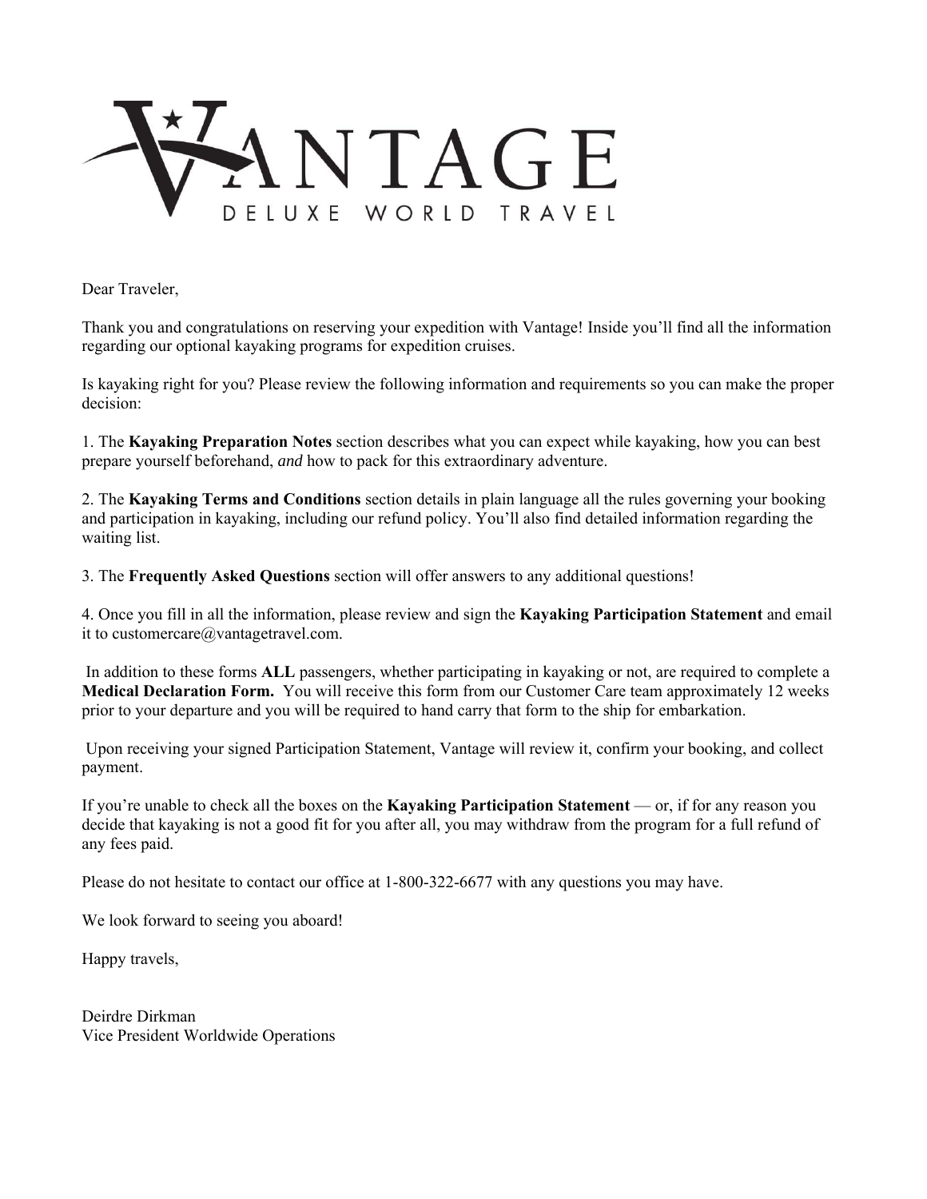# VANTAGE

DELUXE WORLD TRAVEL

Dear Traveler,

Thank you and congratulations on reserving your expedition with Vantage! Inside you'll find all the information regarding our optional kayaking programs for expedition cruises.

Is kayaking right for you? Please review the following information and requirements so you can make the proper decision:

1. The **Kayaking Preparation Notes** section describes what you can expect while kayaking, how you can best prepare yourself beforehand, *and* how to pack for this extraordinary adventure.

2. The **Kayaking Terms and Conditions** section details in plain language all the rules governing your booking and participation in kayaking, including our refund policy. You'll also find detailed information regarding the waiting list.

3. The **Frequently Asked Questions** section will offer answers to any additional questions!

4. Once you fill in all the information, please review and sign the **Kayaking Participation Statement** and email it to customercare@vantagetravel.com.

In addition to these forms **ALL** passengers, whether participating in kayaking or not, are required to complete a **Medical Declaration Form.** You will receive this form from our Customer Care team approximately 12 weeks prior to your departure and you will be required to hand carry that form to the ship for embarkation.

Upon receiving your signed Participation Statement, Vantage will review it, confirm your booking, and collect payment.

If you're unable to check all the boxes on the **Kayaking Participation Statement** — or, if for any reason you decide that kayaking is not a good fit for you after all, you may withdraw from the program for a full refund of any fees paid.

Please do not hesitate to contact our office at 1-800-322-6677 with any questions you may have.

We look forward to seeing you aboard!

Happy travels,

Deirdre Dirkman
Vice President Worldwide Operations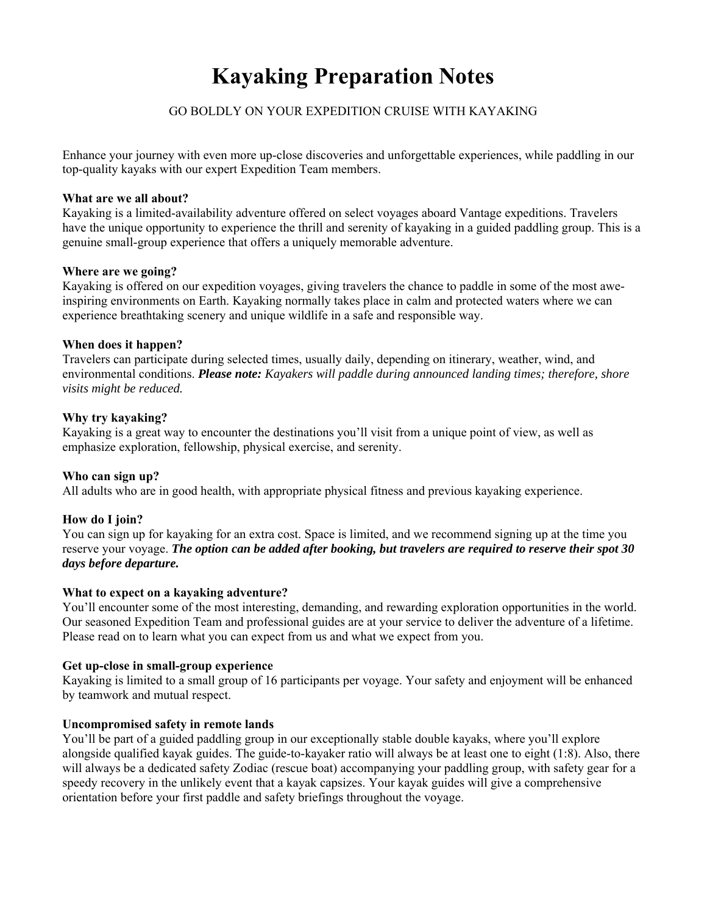# Kayaking Preparation Notes

GO BOLDLY ON YOUR EXPEDITION CRUISE WITH KAYAKING

Enhance your journey with even more up-close discoveries and unforgettable experiences, while paddling in our top-quality kayaks with our expert Expedition Team members.

**What are we all about?**
Kayaking is a limited-availability adventure offered on select voyages aboard Vantage expeditions. Travelers have the unique opportunity to experience the thrill and serenity of kayaking in a guided paddling group. This is a genuine small-group experience that offers a uniquely memorable adventure.

**Where are we going?**
Kayaking is offered on our expedition voyages, giving travelers the chance to paddle in some of the most awe-inspiring environments on Earth. Kayaking normally takes place in calm and protected waters where we can experience breathtaking scenery and unique wildlife in a safe and responsible way.

**When does it happen?**
Travelers can participate during selected times, usually daily, depending on itinerary, weather, wind, and environmental conditions. ***Please note:*** *Kayakers will paddle during announced landing times; therefore, shore visits might be reduced.*

**Why try kayaking?**
Kayaking is a great way to encounter the destinations you'll visit from a unique point of view, as well as emphasize exploration, fellowship, physical exercise, and serenity.

**Who can sign up?**
All adults who are in good health, with appropriate physical fitness and previous kayaking experience.

**How do I join?**
You can sign up for kayaking for an extra cost. Space is limited, and we recommend signing up at the time you reserve your voyage. ***The option can be added after booking, but travelers are required to reserve their spot 30 days before departure.***

**What to expect on a kayaking adventure?**
You'll encounter some of the most interesting, demanding, and rewarding exploration opportunities in the world. Our seasoned Expedition Team and professional guides are at your service to deliver the adventure of a lifetime. Please read on to learn what you can expect from us and what we expect from you.

**Get up-close in small-group experience**
Kayaking is limited to a small group of 16 participants per voyage. Your safety and enjoyment will be enhanced by teamwork and mutual respect.

**Uncompromised safety in remote lands**
You'll be part of a guided paddling group in our exceptionally stable double kayaks, where you'll explore alongside qualified kayak guides. The guide-to-kayaker ratio will always be at least one to eight (1:8). Also, there will always be a dedicated safety Zodiac (rescue boat) accompanying your paddling group, with safety gear for a speedy recovery in the unlikely event that a kayak capsizes. Your kayak guides will give a comprehensive orientation before your first paddle and safety briefings throughout the voyage.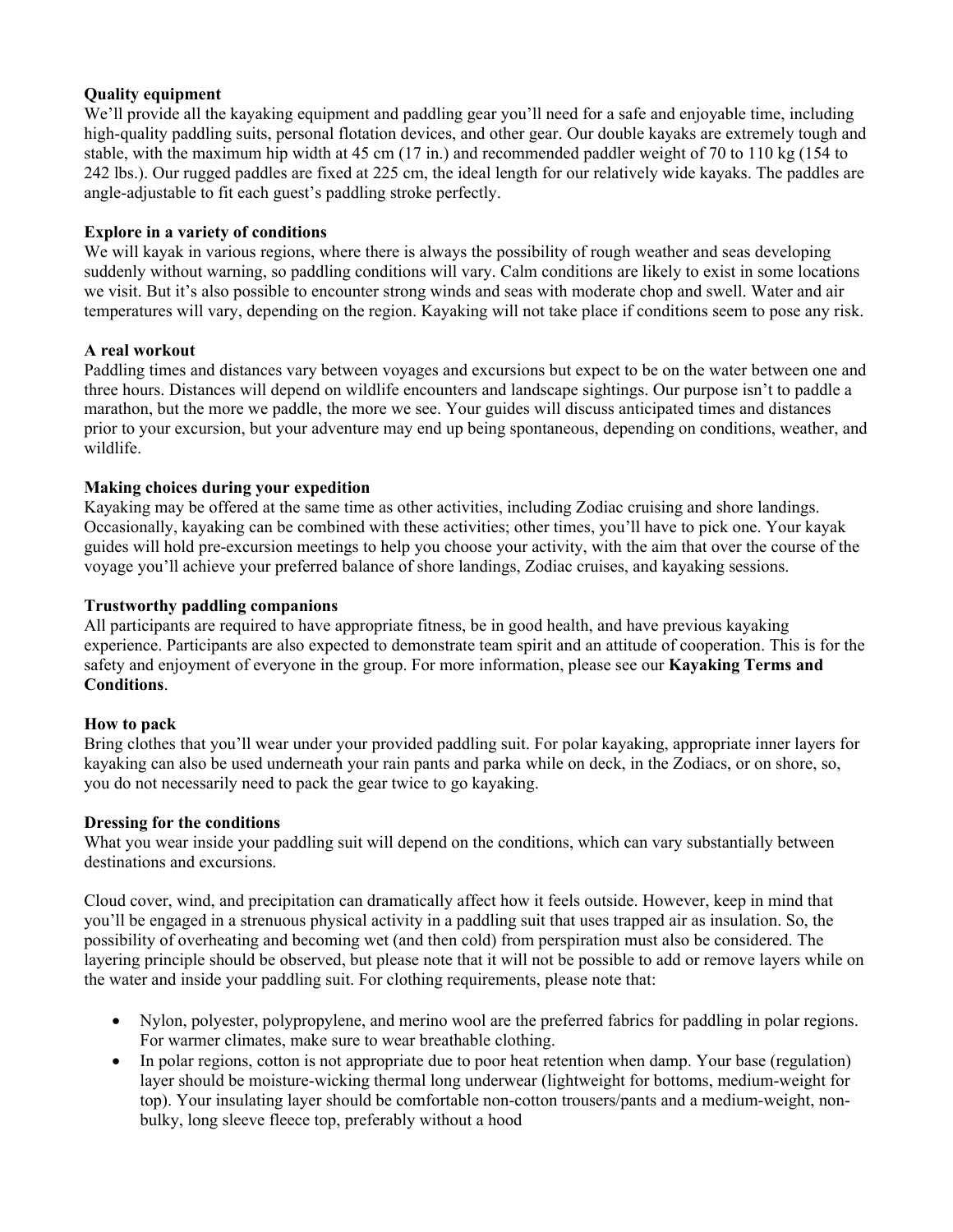**Quality equipment**

We'll provide all the kayaking equipment and paddling gear you'll need for a safe and enjoyable time, including high-quality paddling suits, personal flotation devices, and other gear. Our double kayaks are extremely tough and stable, with the maximum hip width at 45 cm (17 in.) and recommended paddler weight of 70 to 110 kg (154 to 242 lbs.). Our rugged paddles are fixed at 225 cm, the ideal length for our relatively wide kayaks. The paddles are angle-adjustable to fit each guest's paddling stroke perfectly.

**Explore in a variety of conditions**

We will kayak in various regions, where there is always the possibility of rough weather and seas developing suddenly without warning, so paddling conditions will vary. Calm conditions are likely to exist in some locations we visit. But it's also possible to encounter strong winds and seas with moderate chop and swell. Water and air temperatures will vary, depending on the region. Kayaking will not take place if conditions seem to pose any risk.

**A real workout**

Paddling times and distances vary between voyages and excursions but expect to be on the water between one and three hours. Distances will depend on wildlife encounters and landscape sightings. Our purpose isn't to paddle a marathon, but the more we paddle, the more we see. Your guides will discuss anticipated times and distances prior to your excursion, but your adventure may end up being spontaneous, depending on conditions, weather, and wildlife.

**Making choices during your expedition**

Kayaking may be offered at the same time as other activities, including Zodiac cruising and shore landings. Occasionally, kayaking can be combined with these activities; other times, you'll have to pick one. Your kayak guides will hold pre-excursion meetings to help you choose your activity, with the aim that over the course of the voyage you'll achieve your preferred balance of shore landings, Zodiac cruises, and kayaking sessions.

**Trustworthy paddling companions**

All participants are required to have appropriate fitness, be in good health, and have previous kayaking experience. Participants are also expected to demonstrate team spirit and an attitude of cooperation. This is for the safety and enjoyment of everyone in the group. For more information, please see our **Kayaking Terms and Conditions**.

**How to pack**

Bring clothes that you'll wear under your provided paddling suit. For polar kayaking, appropriate inner layers for kayaking can also be used underneath your rain pants and parka while on deck, in the Zodiacs, or on shore, so, you do not necessarily need to pack the gear twice to go kayaking.

**Dressing for the conditions**

What you wear inside your paddling suit will depend on the conditions, which can vary substantially between destinations and excursions.

Cloud cover, wind, and precipitation can dramatically affect how it feels outside. However, keep in mind that you'll be engaged in a strenuous physical activity in a paddling suit that uses trapped air as insulation. So, the possibility of overheating and becoming wet (and then cold) from perspiration must also be considered. The layering principle should be observed, but please note that it will not be possible to add or remove layers while on the water and inside your paddling suit. For clothing requirements, please note that:

- Nylon, polyester, polypropylene, and merino wool are the preferred fabrics for paddling in polar regions. For warmer climates, make sure to wear breathable clothing.
- In polar regions, cotton is not appropriate due to poor heat retention when damp. Your base (regulation) layer should be moisture-wicking thermal long underwear (lightweight for bottoms, medium-weight for top). Your insulating layer should be comfortable non-cotton trousers/pants and a medium-weight, non-bulky, long sleeve fleece top, preferably without a hood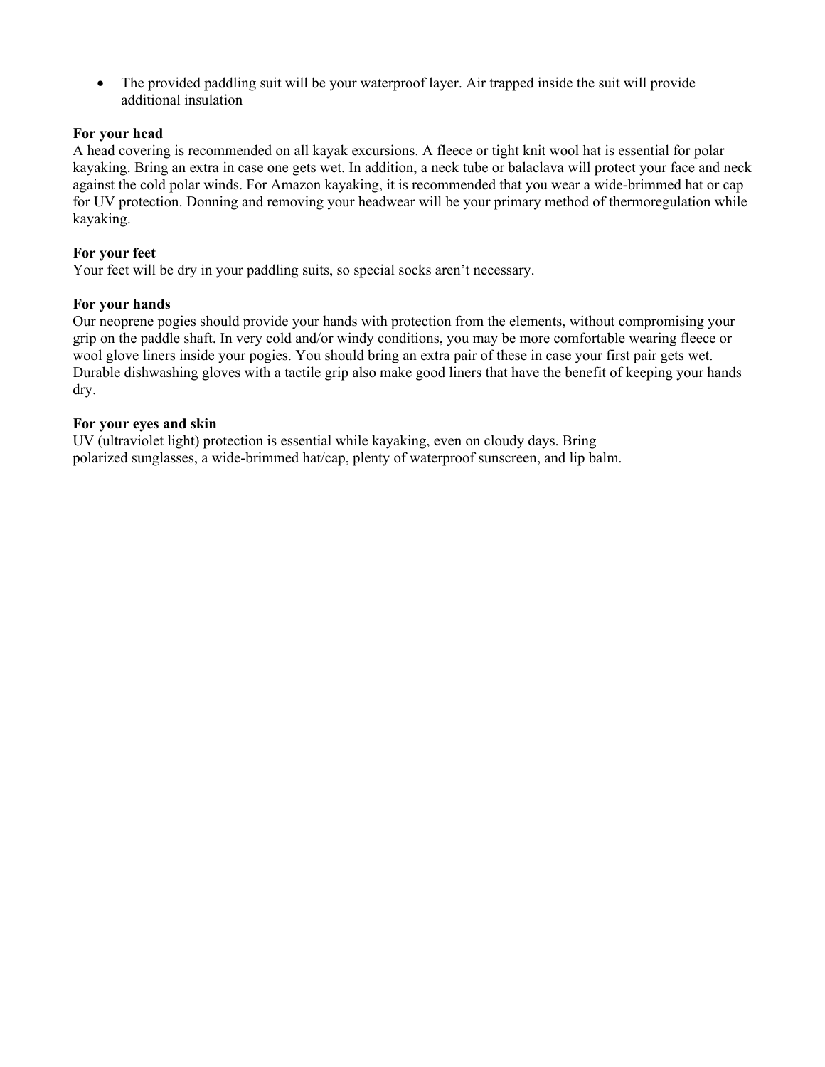- The provided paddling suit will be your waterproof layer. Air trapped inside the suit will provide additional insulation

**For your head**
A head covering is recommended on all kayak excursions. A fleece or tight knit wool hat is essential for polar kayaking. Bring an extra in case one gets wet. In addition, a neck tube or balaclava will protect your face and neck against the cold polar winds. For Amazon kayaking, it is recommended that you wear a wide-brimmed hat or cap for UV protection. Donning and removing your headwear will be your primary method of thermoregulation while kayaking.

**For your feet**
Your feet will be dry in your paddling suits, so special socks aren't necessary.

**For your hands**
Our neoprene pogies should provide your hands with protection from the elements, without compromising your grip on the paddle shaft. In very cold and/or windy conditions, you may be more comfortable wearing fleece or wool glove liners inside your pogies. You should bring an extra pair of these in case your first pair gets wet. Durable dishwashing gloves with a tactile grip also make good liners that have the benefit of keeping your hands dry.

**For your eyes and skin**
UV (ultraviolet light) protection is essential while kayaking, even on cloudy days. Bring polarized sunglasses, a wide-brimmed hat/cap, plenty of waterproof sunscreen, and lip balm.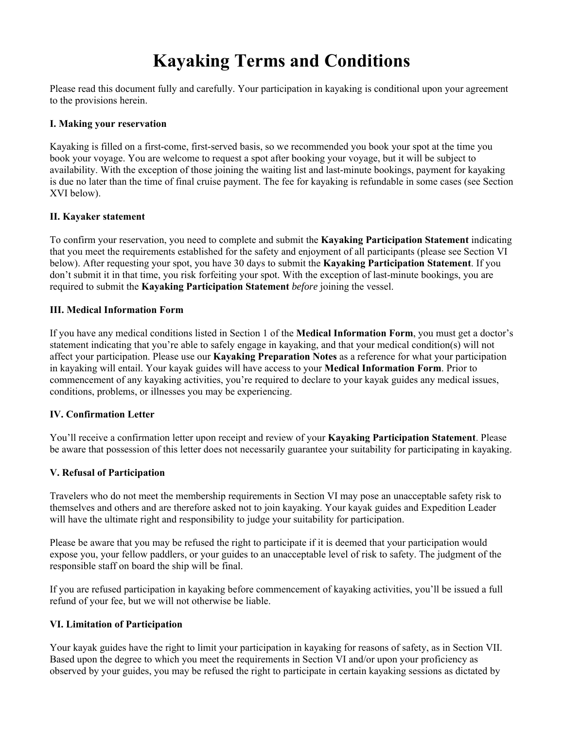# Kayaking Terms and Conditions

Please read this document fully and carefully. Your participation in kayaking is conditional upon your agreement to the provisions herein.

### I. Making your reservation

Kayaking is filled on a first-come, first-served basis, so we recommended you book your spot at the time you book your voyage. You are welcome to request a spot after booking your voyage, but it will be subject to availability. With the exception of those joining the waiting list and last-minute bookings, payment for kayaking is due no later than the time of final cruise payment. The fee for kayaking is refundable in some cases (see Section XVI below).

### II. Kayaker statement

To confirm your reservation, you need to complete and submit the **Kayaking Participation Statement** indicating that you meet the requirements established for the safety and enjoyment of all participants (please see Section VI below). After requesting your spot, you have 30 days to submit the **Kayaking Participation Statement**. If you don't submit it in that time, you risk forfeiting your spot. With the exception of last-minute bookings, you are required to submit the **Kayaking Participation Statement** *before* joining the vessel.

### III. Medical Information Form

If you have any medical conditions listed in Section 1 of the **Medical Information Form**, you must get a doctor's statement indicating that you're able to safely engage in kayaking, and that your medical condition(s) will not affect your participation. Please use our **Kayaking Preparation Notes** as a reference for what your participation in kayaking will entail. Your kayak guides will have access to your **Medical Information Form**. Prior to commencement of any kayaking activities, you're required to declare to your kayak guides any medical issues, conditions, problems, or illnesses you may be experiencing.

### IV. Confirmation Letter

You'll receive a confirmation letter upon receipt and review of your **Kayaking Participation Statement**. Please be aware that possession of this letter does not necessarily guarantee your suitability for participating in kayaking.

### V. Refusal of Participation

Travelers who do not meet the membership requirements in Section VI may pose an unacceptable safety risk to themselves and others and are therefore asked not to join kayaking. Your kayak guides and Expedition Leader will have the ultimate right and responsibility to judge your suitability for participation.

Please be aware that you may be refused the right to participate if it is deemed that your participation would expose you, your fellow paddlers, or your guides to an unacceptable level of risk to safety. The judgment of the responsible staff on board the ship will be final.

If you are refused participation in kayaking before commencement of kayaking activities, you'll be issued a full refund of your fee, but we will not otherwise be liable.

### VI. Limitation of Participation

Your kayak guides have the right to limit your participation in kayaking for reasons of safety, as in Section VII. Based upon the degree to which you meet the requirements in Section VI and/or upon your proficiency as observed by your guides, you may be refused the right to participate in certain kayaking sessions as dictated by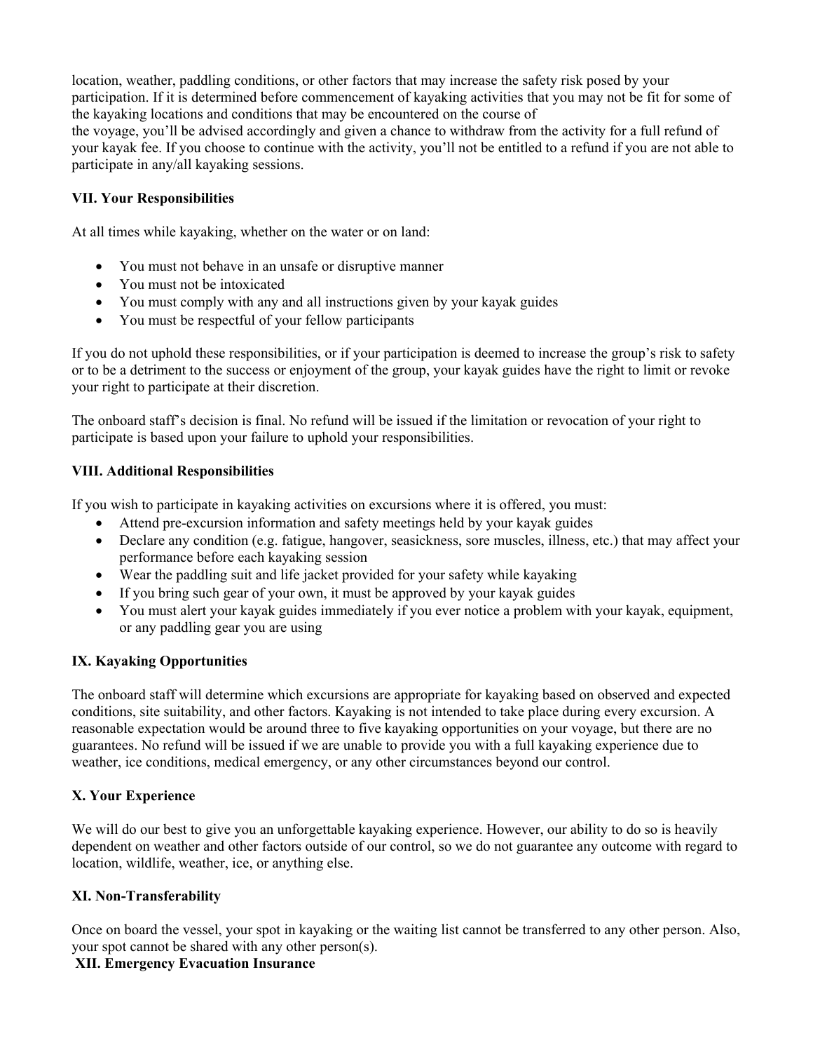location, weather, paddling conditions, or other factors that may increase the safety risk posed by your participation. If it is determined before commencement of kayaking activities that you may not be fit for some of the kayaking locations and conditions that may be encountered on the course of the voyage, you'll be advised accordingly and given a chance to withdraw from the activity for a full refund of your kayak fee. If you choose to continue with the activity, you'll not be entitled to a refund if you are not able to participate in any/all kayaking sessions.

**VII. Your Responsibilities**

At all times while kayaking, whether on the water or on land:

- You must not behave in an unsafe or disruptive manner
- You must not be intoxicated
- You must comply with any and all instructions given by your kayak guides
- You must be respectful of your fellow participants

If you do not uphold these responsibilities, or if your participation is deemed to increase the group's risk to safety or to be a detriment to the success or enjoyment of the group, your kayak guides have the right to limit or revoke your right to participate at their discretion.

The onboard staff's decision is final. No refund will be issued if the limitation or revocation of your right to participate is based upon your failure to uphold your responsibilities.

**VIII. Additional Responsibilities**

If you wish to participate in kayaking activities on excursions where it is offered, you must:

- Attend pre-excursion information and safety meetings held by your kayak guides
- Declare any condition (e.g. fatigue, hangover, seasickness, sore muscles, illness, etc.) that may affect your performance before each kayaking session
- Wear the paddling suit and life jacket provided for your safety while kayaking
- If you bring such gear of your own, it must be approved by your kayak guides
- You must alert your kayak guides immediately if you ever notice a problem with your kayak, equipment, or any paddling gear you are using

**IX. Kayaking Opportunities**

The onboard staff will determine which excursions are appropriate for kayaking based on observed and expected conditions, site suitability, and other factors. Kayaking is not intended to take place during every excursion. A reasonable expectation would be around three to five kayaking opportunities on your voyage, but there are no guarantees. No refund will be issued if we are unable to provide you with a full kayaking experience due to weather, ice conditions, medical emergency, or any other circumstances beyond our control.

**X. Your Experience**

We will do our best to give you an unforgettable kayaking experience. However, our ability to do so is heavily dependent on weather and other factors outside of our control, so we do not guarantee any outcome with regard to location, wildlife, weather, ice, or anything else.

**XI. Non-Transferability**

Once on board the vessel, your spot in kayaking or the waiting list cannot be transferred to any other person. Also, your spot cannot be shared with any other person(s).

**XII. Emergency Evacuation Insurance**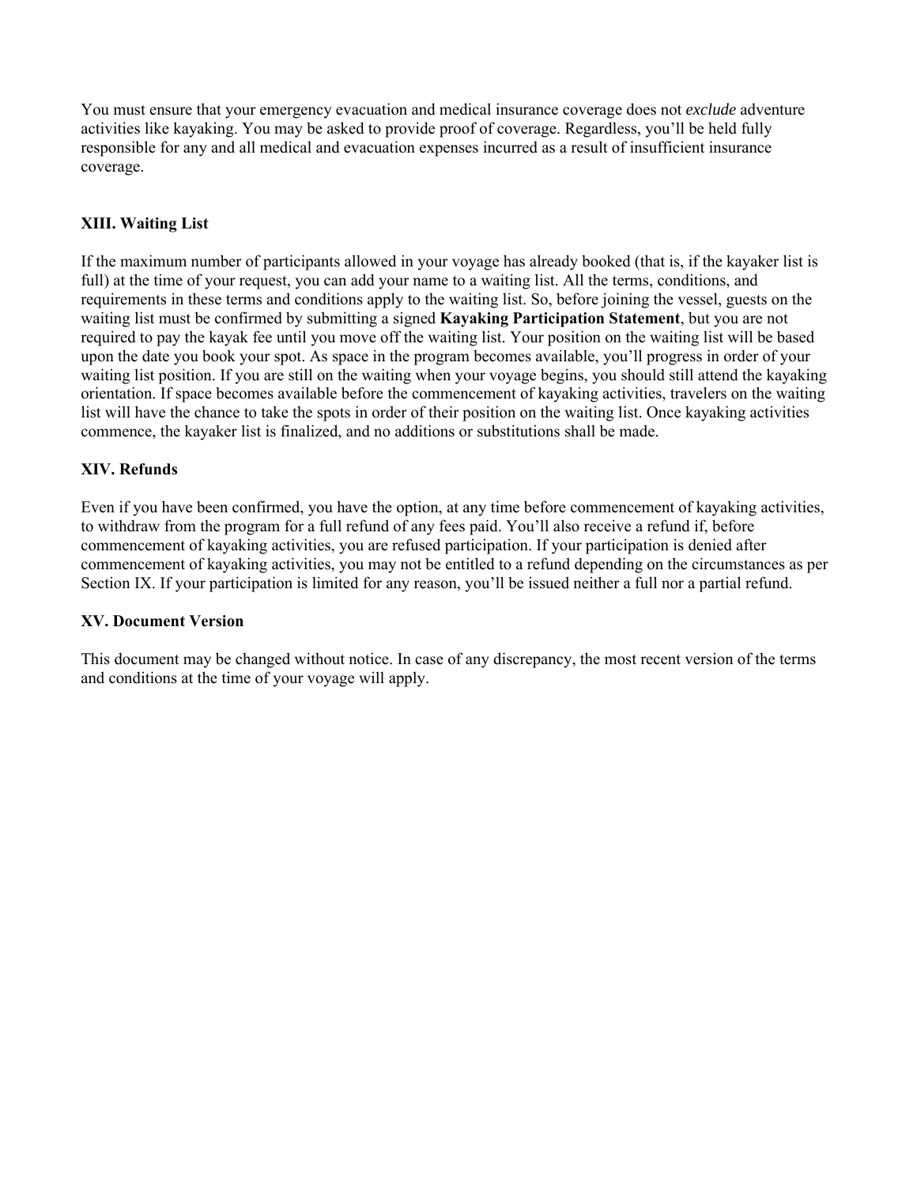You must ensure that your emergency evacuation and medical insurance coverage does not *exclude* adventure activities like kayaking. You may be asked to provide proof of coverage. Regardless, you'll be held fully responsible for any and all medical and evacuation expenses incurred as a result of insufficient insurance coverage.

### XIII. Waiting List

If the maximum number of participants allowed in your voyage has already booked (that is, if the kayaker list is full) at the time of your request, you can add your name to a waiting list. All the terms, conditions, and requirements in these terms and conditions apply to the waiting list. So, before joining the vessel, guests on the waiting list must be confirmed by submitting a signed **Kayaking Participation Statement**, but you are not required to pay the kayak fee until you move off the waiting list. Your position on the waiting list will be based upon the date you book your spot. As space in the program becomes available, you'll progress in order of your waiting list position. If you are still on the waiting when your voyage begins, you should still attend the kayaking orientation. If space becomes available before the commencement of kayaking activities, travelers on the waiting list will have the chance to take the spots in order of their position on the waiting list. Once kayaking activities commence, the kayaker list is finalized, and no additions or substitutions shall be made.

### XIV. Refunds

Even if you have been confirmed, you have the option, at any time before commencement of kayaking activities, to withdraw from the program for a full refund of any fees paid. You'll also receive a refund if, before commencement of kayaking activities, you are refused participation. If your participation is denied after commencement of kayaking activities, you may not be entitled to a refund depending on the circumstances as per Section IX. If your participation is limited for any reason, you'll be issued neither a full nor a partial refund.

### XV. Document Version

This document may be changed without notice. In case of any discrepancy, the most recent version of the terms and conditions at the time of your voyage will apply.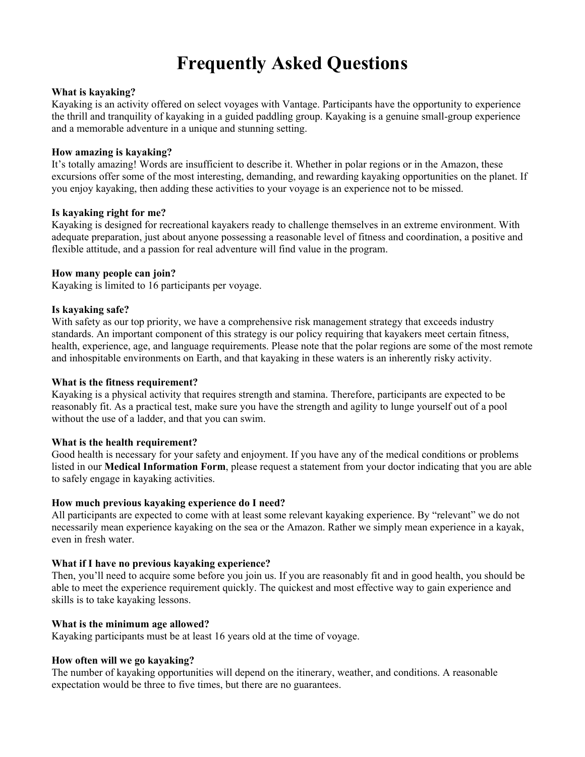# Frequently Asked Questions

**What is kayaking?**
Kayaking is an activity offered on select voyages with Vantage. Participants have the opportunity to experience the thrill and tranquility of kayaking in a guided paddling group. Kayaking is a genuine small-group experience and a memorable adventure in a unique and stunning setting.

**How amazing is kayaking?**
It's totally amazing! Words are insufficient to describe it. Whether in polar regions or in the Amazon, these excursions offer some of the most interesting, demanding, and rewarding kayaking opportunities on the planet. If you enjoy kayaking, then adding these activities to your voyage is an experience not to be missed.

**Is kayaking right for me?**
Kayaking is designed for recreational kayakers ready to challenge themselves in an extreme environment. With adequate preparation, just about anyone possessing a reasonable level of fitness and coordination, a positive and flexible attitude, and a passion for real adventure will find value in the program.

**How many people can join?**
Kayaking is limited to 16 participants per voyage.

**Is kayaking safe?**
With safety as our top priority, we have a comprehensive risk management strategy that exceeds industry standards. An important component of this strategy is our policy requiring that kayakers meet certain fitness, health, experience, age, and language requirements. Please note that the polar regions are some of the most remote and inhospitable environments on Earth, and that kayaking in these waters is an inherently risky activity.

**What is the fitness requirement?**
Kayaking is a physical activity that requires strength and stamina. Therefore, participants are expected to be reasonably fit. As a practical test, make sure you have the strength and agility to lunge yourself out of a pool without the use of a ladder, and that you can swim.

**What is the health requirement?**
Good health is necessary for your safety and enjoyment. If you have any of the medical conditions or problems listed in our **Medical Information Form**, please request a statement from your doctor indicating that you are able to safely engage in kayaking activities.

**How much previous kayaking experience do I need?**
All participants are expected to come with at least some relevant kayaking experience. By "relevant" we do not necessarily mean experience kayaking on the sea or the Amazon. Rather we simply mean experience in a kayak, even in fresh water.

**What if I have no previous kayaking experience?**
Then, you'll need to acquire some before you join us. If you are reasonably fit and in good health, you should be able to meet the experience requirement quickly. The quickest and most effective way to gain experience and skills is to take kayaking lessons.

**What is the minimum age allowed?**
Kayaking participants must be at least 16 years old at the time of voyage.

**How often will we go kayaking?**
The number of kayaking opportunities will depend on the itinerary, weather, and conditions. A reasonable expectation would be three to five times, but there are no guarantees.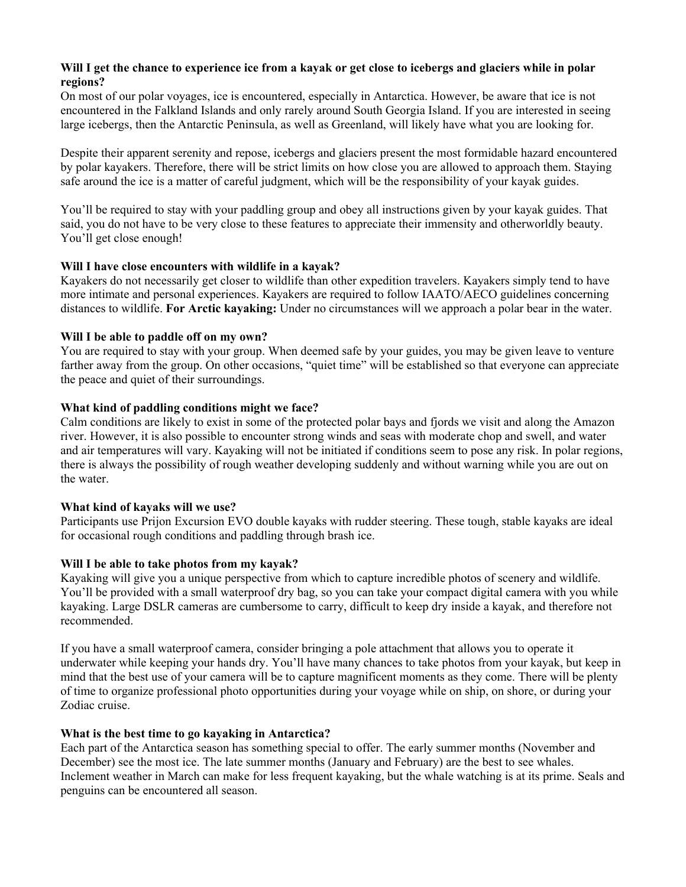**Will I get the chance to experience ice from a kayak or get close to icebergs and glaciers while in polar regions?**
On most of our polar voyages, ice is encountered, especially in Antarctica. However, be aware that ice is not encountered in the Falkland Islands and only rarely around South Georgia Island. If you are interested in seeing large icebergs, then the Antarctic Peninsula, as well as Greenland, will likely have what you are looking for.

Despite their apparent serenity and repose, icebergs and glaciers present the most formidable hazard encountered by polar kayakers. Therefore, there will be strict limits on how close you are allowed to approach them. Staying safe around the ice is a matter of careful judgment, which will be the responsibility of your kayak guides.

You'll be required to stay with your paddling group and obey all instructions given by your kayak guides. That said, you do not have to be very close to these features to appreciate their immensity and otherworldly beauty. You'll get close enough!

**Will I have close encounters with wildlife in a kayak?**
Kayakers do not necessarily get closer to wildlife than other expedition travelers. Kayakers simply tend to have more intimate and personal experiences. Kayakers are required to follow IAATO/AECO guidelines concerning distances to wildlife. **For Arctic kayaking:** Under no circumstances will we approach a polar bear in the water.

**Will I be able to paddle off on my own?**
You are required to stay with your group. When deemed safe by your guides, you may be given leave to venture farther away from the group. On other occasions, "quiet time" will be established so that everyone can appreciate the peace and quiet of their surroundings.

**What kind of paddling conditions might we face?**
Calm conditions are likely to exist in some of the protected polar bays and fjords we visit and along the Amazon river. However, it is also possible to encounter strong winds and seas with moderate chop and swell, and water and air temperatures will vary. Kayaking will not be initiated if conditions seem to pose any risk. In polar regions, there is always the possibility of rough weather developing suddenly and without warning while you are out on the water.

**What kind of kayaks will we use?**
Participants use Prijon Excursion EVO double kayaks with rudder steering. These tough, stable kayaks are ideal for occasional rough conditions and paddling through brash ice.

**Will I be able to take photos from my kayak?**
Kayaking will give you a unique perspective from which to capture incredible photos of scenery and wildlife. You'll be provided with a small waterproof dry bag, so you can take your compact digital camera with you while kayaking. Large DSLR cameras are cumbersome to carry, difficult to keep dry inside a kayak, and therefore not recommended.

If you have a small waterproof camera, consider bringing a pole attachment that allows you to operate it underwater while keeping your hands dry. You'll have many chances to take photos from your kayak, but keep in mind that the best use of your camera will be to capture magnificent moments as they come. There will be plenty of time to organize professional photo opportunities during your voyage while on ship, on shore, or during your Zodiac cruise.

**What is the best time to go kayaking in Antarctica?**
Each part of the Antarctica season has something special to offer. The early summer months (November and December) see the most ice. The late summer months (January and February) are the best to see whales. Inclement weather in March can make for less frequent kayaking, but the whale watching is at its prime. Seals and penguins can be encountered all season.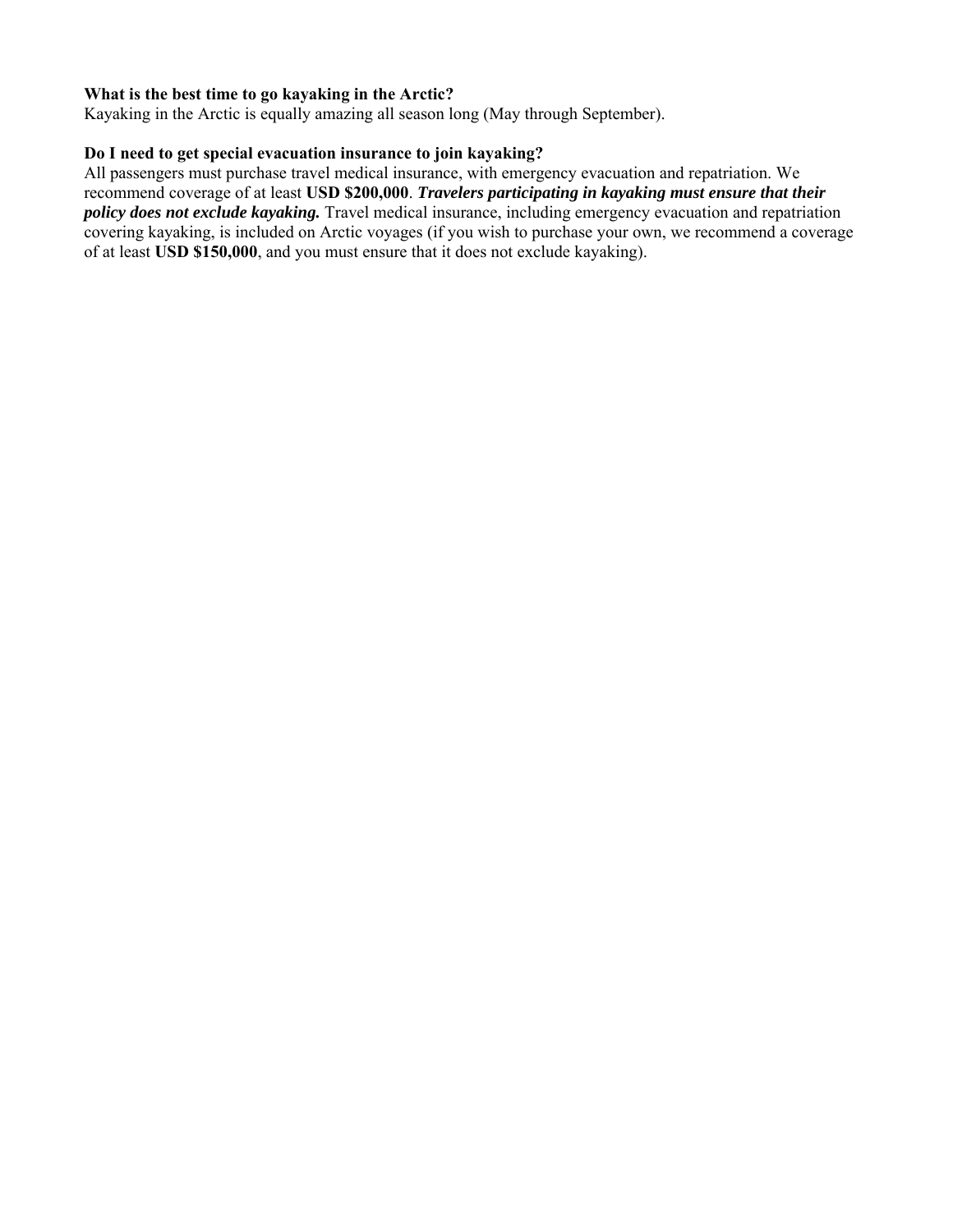**What is the best time to go kayaking in the Arctic?**
Kayaking in the Arctic is equally amazing all season long (May through September).

**Do I need to get special evacuation insurance to join kayaking?**
All passengers must purchase travel medical insurance, with emergency evacuation and repatriation. We recommend coverage of at least **USD $200,000**. ***Travelers participating in kayaking must ensure that their policy does not exclude kayaking.*** Travel medical insurance, including emergency evacuation and repatriation covering kayaking, is included on Arctic voyages (if you wish to purchase your own, we recommend a coverage of at least **USD $150,000**, and you must ensure that it does not exclude kayaking).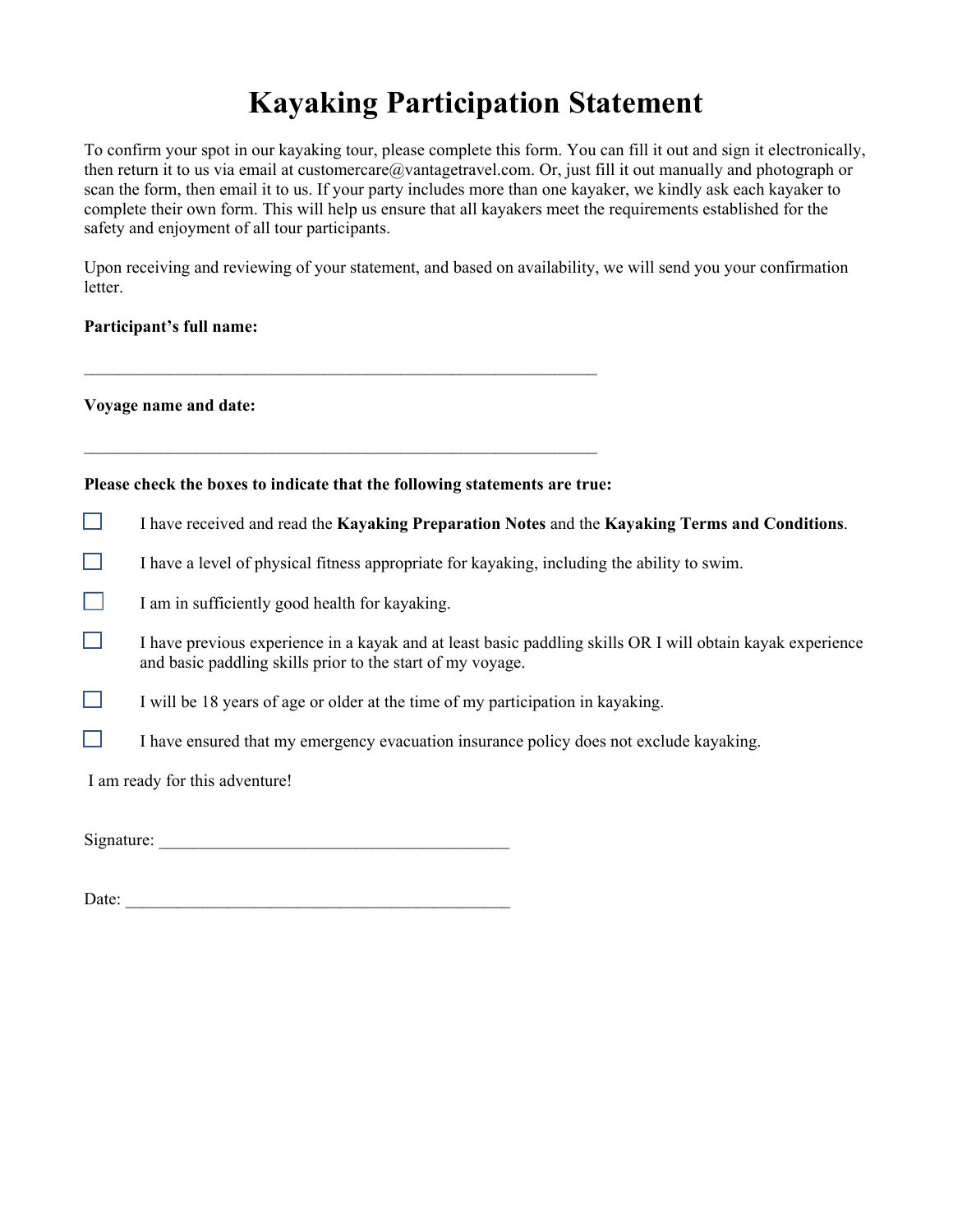# Kayaking Participation Statement

To confirm your spot in our kayaking tour, please complete this form. You can fill it out and sign it electronically, then return it to us via email at customercare@vantagetravel.com. Or, just fill it out manually and photograph or scan the form, then email it to us. If your party includes more than one kayaker, we kindly ask each kayaker to complete their own form. This will help us ensure that all kayakers meet the requirements established for the safety and enjoyment of all tour participants.

Upon receiving and reviewing of your statement, and based on availability, we will send you your confirmation letter.

**Participant's full name:**

_______________________________________________________________

**Voyage name and date:**

_______________________________________________________________

**Please check the boxes to indicate that the following statements are true:**

- [ ] I have received and read the **Kayaking Preparation Notes** and the **Kayaking Terms and Conditions**.
- [ ] I have a level of physical fitness appropriate for kayaking, including the ability to swim.
- [ ] I am in sufficiently good health for kayaking.
- [ ] I have previous experience in a kayak and at least basic paddling skills OR I will obtain kayak experience and basic paddling skills prior to the start of my voyage.
- [ ] I will be 18 years of age or older at the time of my participation in kayaking.
- [ ] I have ensured that my emergency evacuation insurance policy does not exclude kayaking.

I am ready for this adventure!

Signature: __________________________________________

Date: ______________________________________________